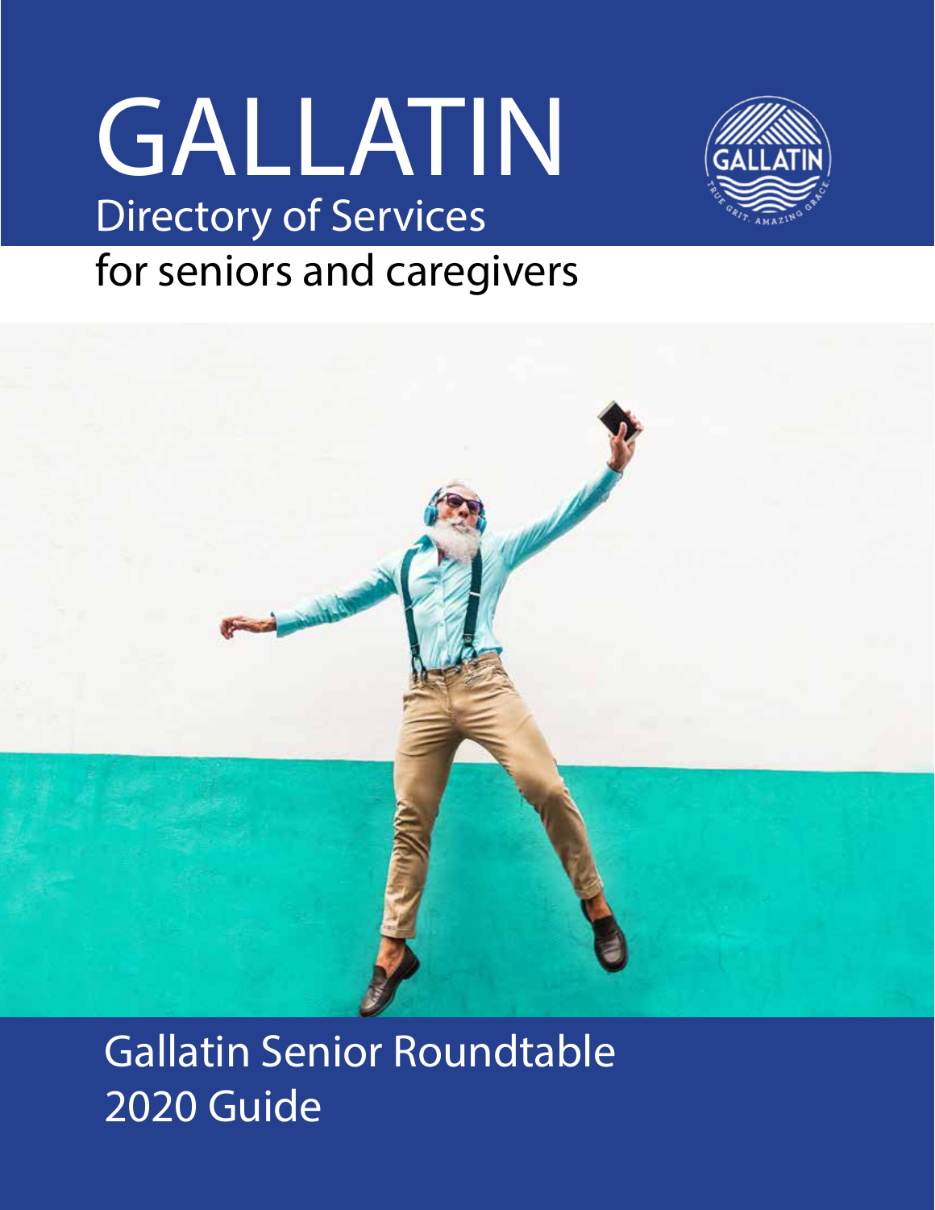# GALLATIN

## Directory of Services

## for seniors and caregivers

Gallatin Senior Roundtable
2020 Guide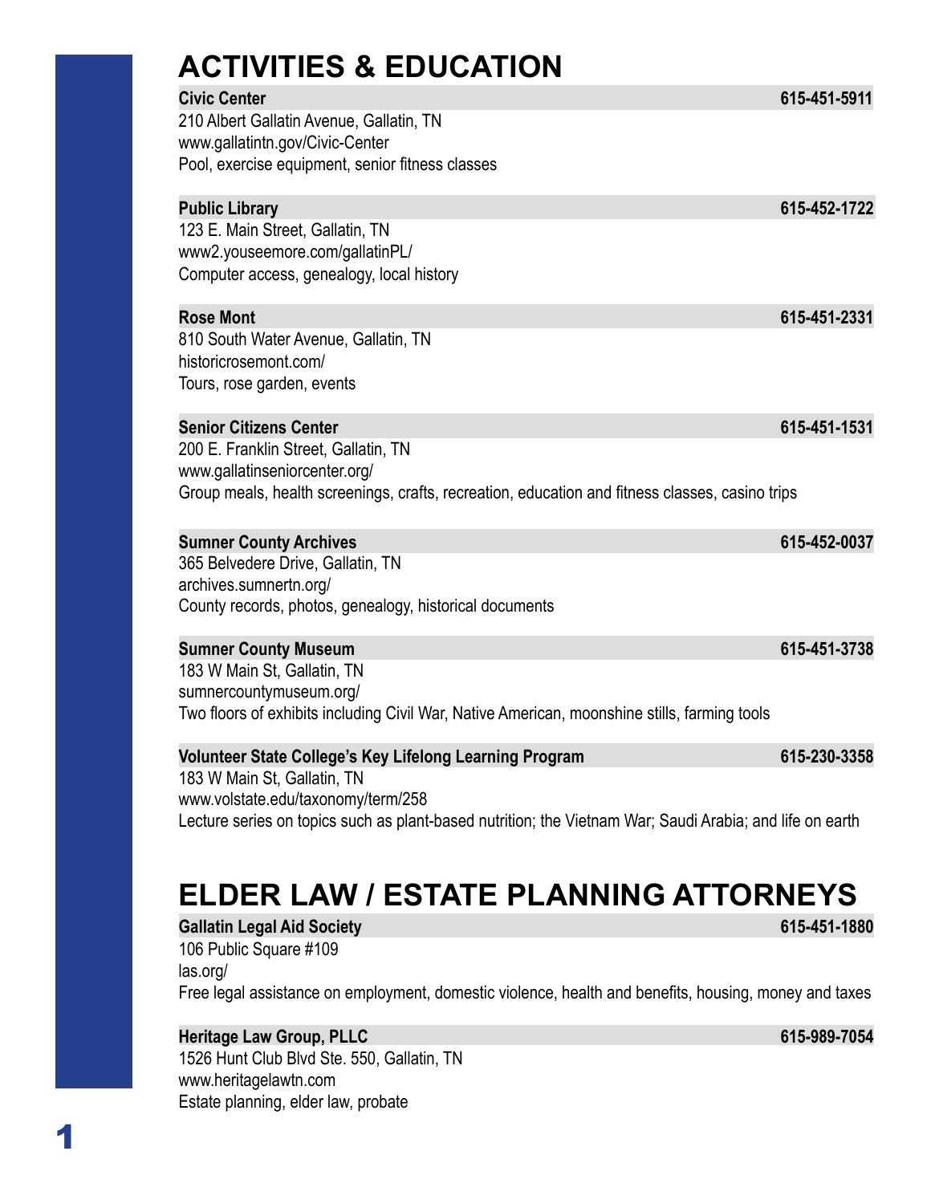# ACTIVITIES & EDUCATION

**Civic Center** **615-451-5911**
210 Albert Gallatin Avenue, Gallatin, TN
www.gallatintn.gov/Civic-Center
Pool, exercise equipment, senior fitness classes

**Public Library** **615-452-1722**
123 E. Main Street, Gallatin, TN
www2.youseemore.com/gallatinPL/
Computer access, genealogy, local history

**Rose Mont** **615-451-2331**
810 South Water Avenue, Gallatin, TN
historicrosemont.com/
Tours, rose garden, events

**Senior Citizens Center** **615-451-1531**
200 E. Franklin Street, Gallatin, TN
www.gallatinseniorcenter.org/
Group meals, health screenings, crafts, recreation, education and fitness classes, casino trips

**Sumner County Archives** **615-452-0037**
365 Belvedere Drive, Gallatin, TN
archives.sumnertn.org/
County records, photos, genealogy, historical documents

**Sumner County Museum** **615-451-3738**
183 W Main St, Gallatin, TN
sumnercountymuseum.org/
Two floors of exhibits including Civil War, Native American, moonshine stills, farming tools

**Volunteer State College's Key Lifelong Learning Program** **615-230-3358**
183 W Main St, Gallatin, TN
www.volstate.edu/taxonomy/term/258
Lecture series on topics such as plant-based nutrition; the Vietnam War; Saudi Arabia; and life on earth

# ELDER LAW / ESTATE PLANNING ATTORNEYS

**Gallatin Legal Aid Society** **615-451-1880**
106 Public Square #109
las.org/
Free legal assistance on employment, domestic violence, health and benefits, housing, money and taxes

**Heritage Law Group, PLLC** **615-989-7054**
1526 Hunt Club Blvd Ste. 550, Gallatin, TN
www.heritagelawtn.com
Estate planning, elder law, probate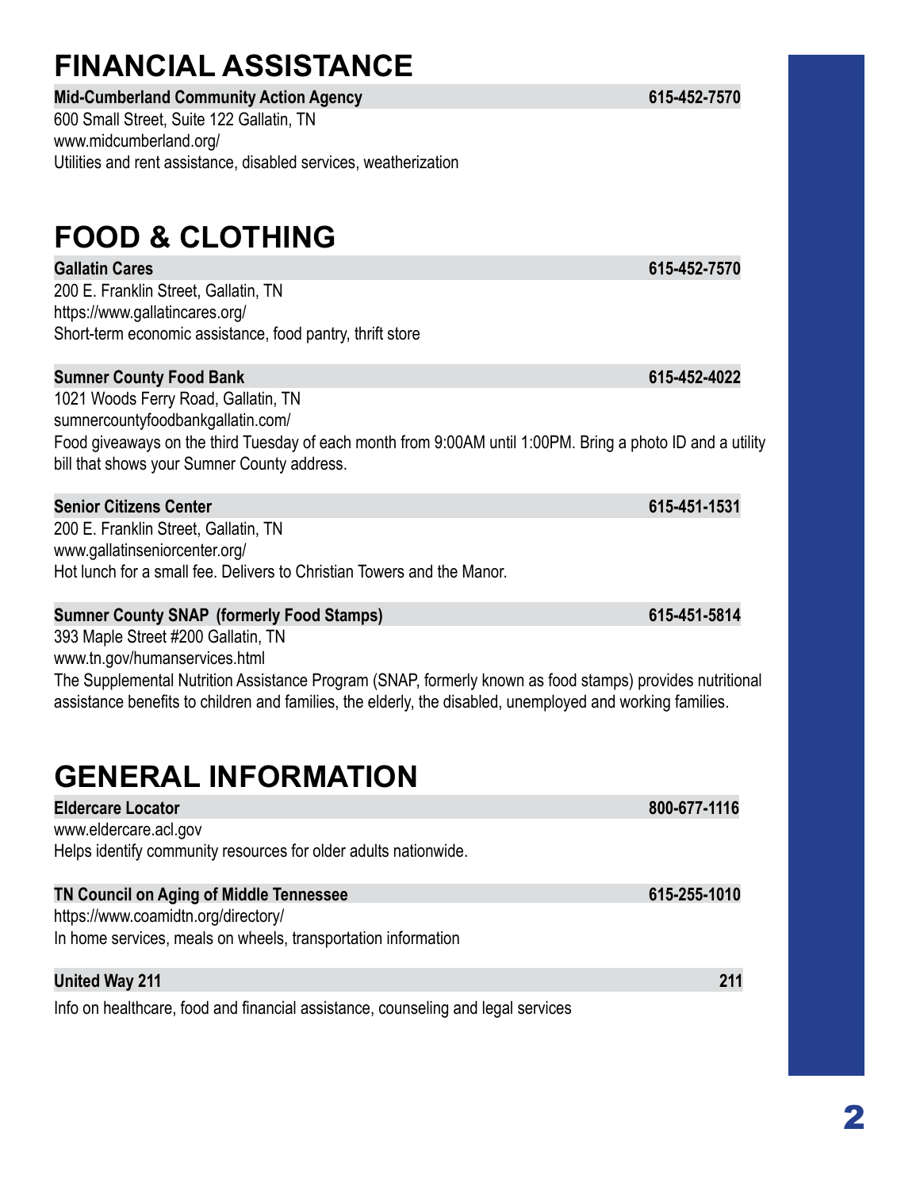# FINANCIAL ASSISTANCE

**Mid-Cumberland Community Action Agency** **615-452-7570**

600 Small Street, Suite 122 Gallatin, TN
www.midcumberland.org/
Utilities and rent assistance, disabled services, weatherization

# FOOD & CLOTHING

**Gallatin Cares** **615-452-7570**

200 E. Franklin Street, Gallatin, TN
https://www.gallatincares.org/
Short-term economic assistance, food pantry, thrift store

**Sumner County Food Bank** **615-452-4022**

1021 Woods Ferry Road, Gallatin, TN
sumnercountyfoodbankgallatin.com/
Food giveaways on the third Tuesday of each month from 9:00AM until 1:00PM. Bring a photo ID and a utility bill that shows your Sumner County address.

**Senior Citizens Center** **615-451-1531**

200 E. Franklin Street, Gallatin, TN
www.gallatinseniorcenter.org/
Hot lunch for a small fee. Delivers to Christian Towers and the Manor.

**Sumner County SNAP (formerly Food Stamps)** **615-451-5814**

393 Maple Street #200 Gallatin, TN
www.tn.gov/humanservices.html
The Supplemental Nutrition Assistance Program (SNAP, formerly known as food stamps) provides nutritional assistance benefits to children and families, the elderly, the disabled, unemployed and working families.

# GENERAL INFORMATION

**Eldercare Locator** **800-677-1116**

www.eldercare.acl.gov
Helps identify community resources for older adults nationwide.

**TN Council on Aging of Middle Tennessee** **615-255-1010**

https://www.coamidtn.org/directory/
In home services, meals on wheels, transportation information

**United Way 211** **211**

Info on healthcare, food and financial assistance, counseling and legal services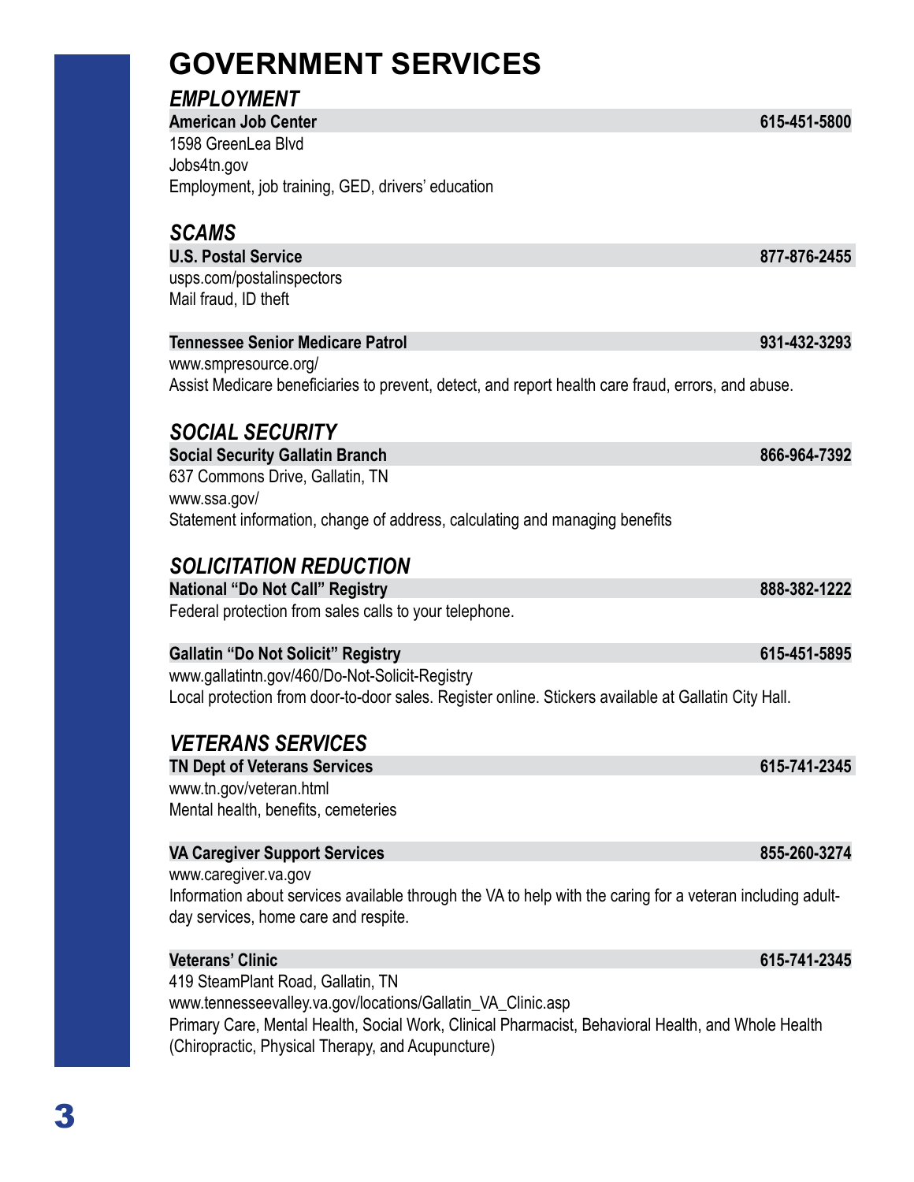# GOVERNMENT SERVICES

## *EMPLOYMENT*

**American Job Center** **615-451-5800**
1598 GreenLea Blvd
Jobs4tn.gov
Employment, job training, GED, drivers' education

## *SCAMS*

**U.S. Postal Service** **877-876-2455**
usps.com/postalinspectors
Mail fraud, ID theft

**Tennessee Senior Medicare Patrol** **931-432-3293**
www.smpresource.org/
Assist Medicare beneficiaries to prevent, detect, and report health care fraud, errors, and abuse.

## *SOCIAL SECURITY*

**Social Security Gallatin Branch** **866-964-7392**
637 Commons Drive, Gallatin, TN
www.ssa.gov/
Statement information, change of address, calculating and managing benefits

## *SOLICITATION REDUCTION*

**National "Do Not Call" Registry** **888-382-1222**
Federal protection from sales calls to your telephone.

**Gallatin "Do Not Solicit" Registry** **615-451-5895**
www.gallatintn.gov/460/Do-Not-Solicit-Registry
Local protection from door-to-door sales. Register online. Stickers available at Gallatin City Hall.

## *VETERANS SERVICES*

**TN Dept of Veterans Services** **615-741-2345**
www.tn.gov/veteran.html
Mental health, benefits, cemeteries

**VA Caregiver Support Services** **855-260-3274**
www.caregiver.va.gov
Information about services available through the VA to help with the caring for a veteran including adult-day services, home care and respite.

**Veterans' Clinic** **615-741-2345**
419 SteamPlant Road, Gallatin, TN
www.tennesseevalley.va.gov/locations/Gallatin_VA_Clinic.asp
Primary Care, Mental Health, Social Work, Clinical Pharmacist, Behavioral Health, and Whole Health (Chiropractic, Physical Therapy, and Acupuncture)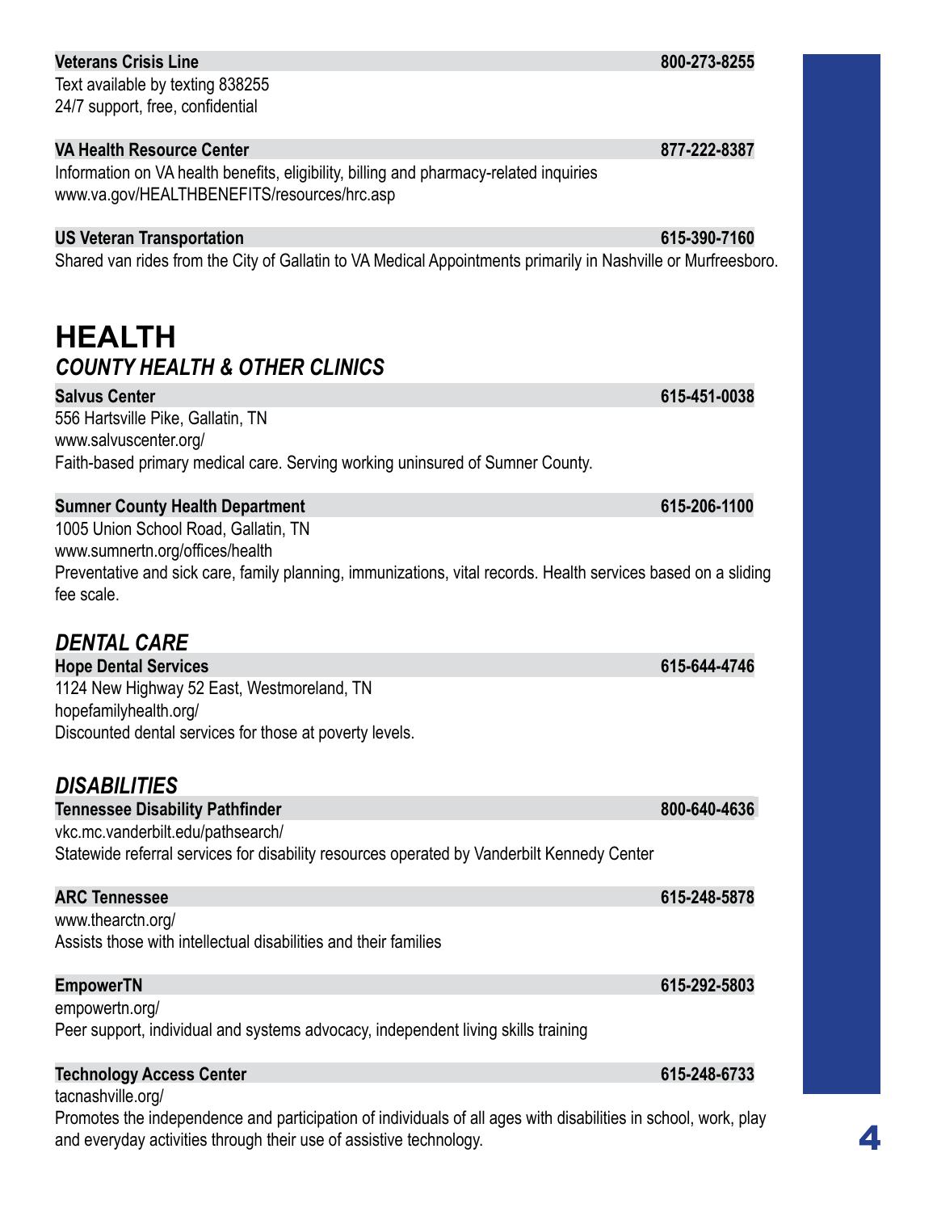**Veterans Crisis Line** 800-273-8255

Text available by texting 838255
24/7 support, free, confidential

**VA Health Resource Center** 877-222-8387

Information on VA health benefits, eligibility, billing and pharmacy-related inquiries
www.va.gov/HEALTHBENEFITS/resources/hrc.asp

**US Veteran Transportation** 615-390-7160

Shared van rides from the City of Gallatin to VA Medical Appointments primarily in Nashville or Murfreesboro.

# HEALTH

## *COUNTY HEALTH & OTHER CLINICS*

**Salvus Center** 615-451-0038

556 Hartsville Pike, Gallatin, TN
www.salvuscenter.org/
Faith-based primary medical care. Serving working uninsured of Sumner County.

**Sumner County Health Department** 615-206-1100

1005 Union School Road, Gallatin, TN
www.sumnertn.org/offices/health
Preventative and sick care, family planning, immunizations, vital records. Health services based on a sliding fee scale.

## *DENTAL CARE*

**Hope Dental Services** 615-644-4746

1124 New Highway 52 East, Westmoreland, TN
hopefamilyhealth.org/
Discounted dental services for those at poverty levels.

## *DISABILITIES*

**Tennessee Disability Pathfinder** 800-640-4636

vkc.mc.vanderbilt.edu/pathsearch/
Statewide referral services for disability resources operated by Vanderbilt Kennedy Center

**ARC Tennessee** 615-248-5878

www.thearctn.org/
Assists those with intellectual disabilities and their families

**EmpowerTN** 615-292-5803

empowertn.org/
Peer support, individual and systems advocacy, independent living skills training

**Technology Access Center** 615-248-6733

tacnashville.org/
Promotes the independence and participation of individuals of all ages with disabilities in school, work, play and everyday activities through their use of assistive technology.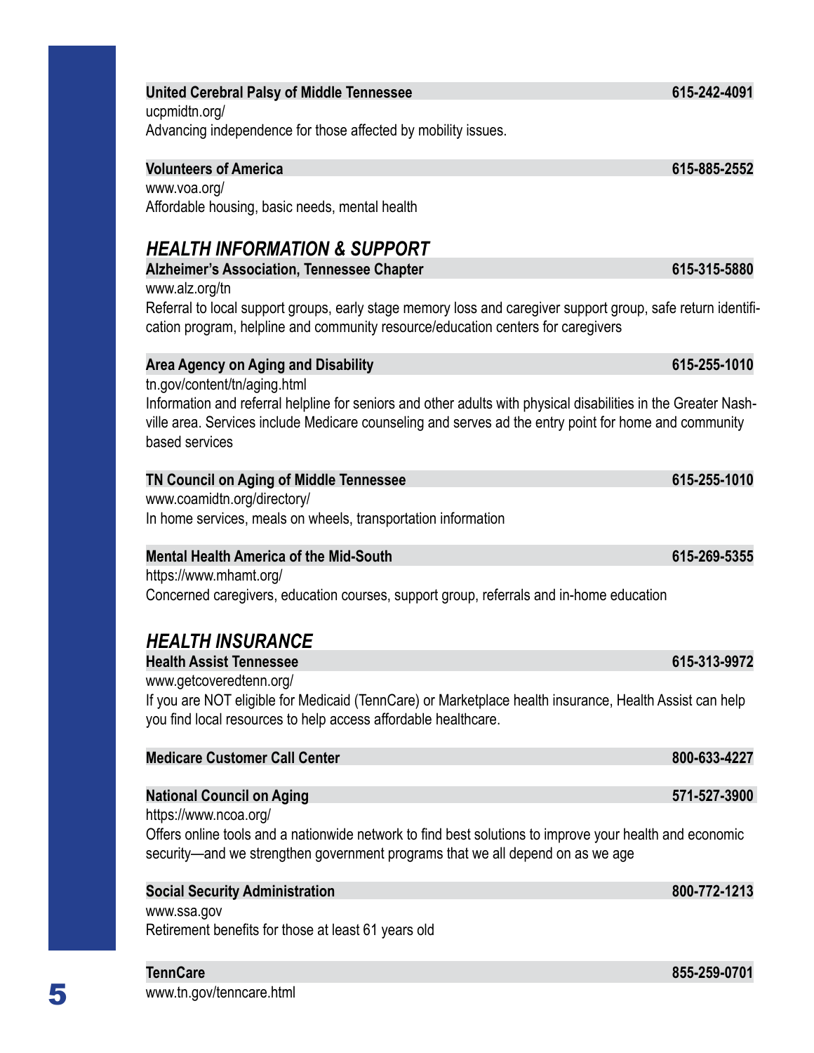**United Cerebral Palsy of Middle Tennessee** 615-242-4091
ucpmidtn.org/
Advancing independence for those affected by mobility issues.

**Volunteers of America** 615-885-2552
www.voa.org/
Affordable housing, basic needs, mental health

## *HEALTH INFORMATION & SUPPORT*

**Alzheimer's Association, Tennessee Chapter** 615-315-5880
www.alz.org/tn
Referral to local support groups, early stage memory loss and caregiver support group, safe return identification program, helpline and community resource/education centers for caregivers

**Area Agency on Aging and Disability** 615-255-1010
tn.gov/content/tn/aging.html
Information and referral helpline for seniors and other adults with physical disabilities in the Greater Nashville area. Services include Medicare counseling and serves ad the entry point for home and community based services

**TN Council on Aging of Middle Tennessee** 615-255-1010
www.coamidtn.org/directory/
In home services, meals on wheels, transportation information

**Mental Health America of the Mid-South** 615-269-5355
https://www.mhamt.org/
Concerned caregivers, education courses, support group, referrals and in-home education

## *HEALTH INSURANCE*

**Health Assist Tennessee** 615-313-9972
www.getcoveredtenn.org/
If you are NOT eligible for Medicaid (TennCare) or Marketplace health insurance, Health Assist can help you find local resources to help access affordable healthcare.

**Medicare Customer Call Center** 800-633-4227

**National Council on Aging** 571-527-3900
https://www.ncoa.org/
Offers online tools and a nationwide network to find best solutions to improve your health and economic security—and we strengthen government programs that we all depend on as we age

**Social Security Administration** 800-772-1213
www.ssa.gov
Retirement benefits for those at least 61 years old

**TennCare** 855-259-0701
www.tn.gov/tenncare.html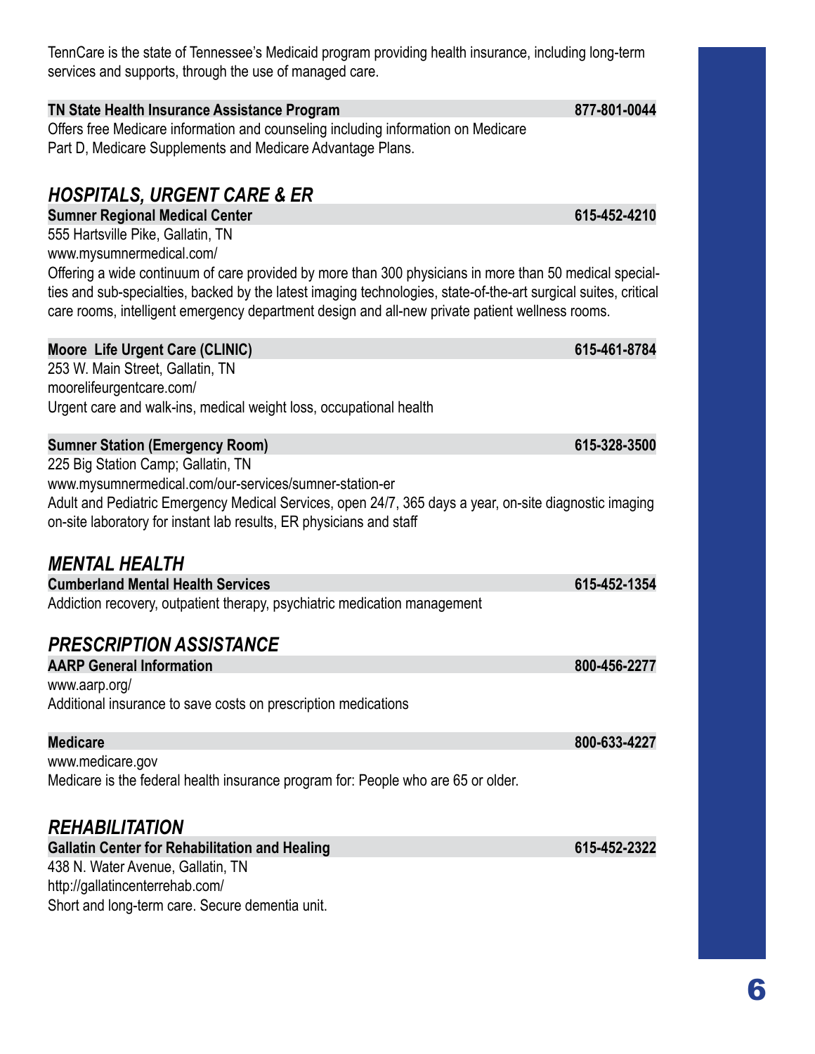TennCare is the state of Tennessee's Medicaid program providing health insurance, including long-term services and supports, through the use of managed care.

**TN State Health Insurance Assistance Program** **877-801-0044**

Offers free Medicare information and counseling including information on Medicare Part D, Medicare Supplements and Medicare Advantage Plans.

## *HOSPITALS, URGENT CARE & ER*

**Sumner Regional Medical Center** **615-452-4210**

555 Hartsville Pike, Gallatin, TN
www.mysumnermedical.com/
Offering a wide continuum of care provided by more than 300 physicians in more than 50 medical specialties and sub-specialties, backed by the latest imaging technologies, state-of-the-art surgical suites, critical care rooms, intelligent emergency department design and all-new private patient wellness rooms.

**Moore Life Urgent Care (CLINIC)** **615-461-8784**

253 W. Main Street, Gallatin, TN
moorelifeurgentcare.com/
Urgent care and walk-ins, medical weight loss, occupational health

**Sumner Station (Emergency Room)** **615-328-3500**

225 Big Station Camp; Gallatin, TN
www.mysumnermedical.com/our-services/sumner-station-er
Adult and Pediatric Emergency Medical Services, open 24/7, 365 days a year, on-site diagnostic imaging on-site laboratory for instant lab results, ER physicians and staff

## *MENTAL HEALTH*

**Cumberland Mental Health Services** **615-452-1354**

Addiction recovery, outpatient therapy, psychiatric medication management

## *PRESCRIPTION ASSISTANCE*

**AARP General Information** **800-456-2277**

www.aarp.org/
Additional insurance to save costs on prescription medications

**Medicare** **800-633-4227**

www.medicare.gov
Medicare is the federal health insurance program for: People who are 65 or older.

## *REHABILITATION*

**Gallatin Center for Rehabilitation and Healing** **615-452-2322**

438 N. Water Avenue, Gallatin, TN
http://gallatincenterrehab.com/
Short and long-term care. Secure dementia unit.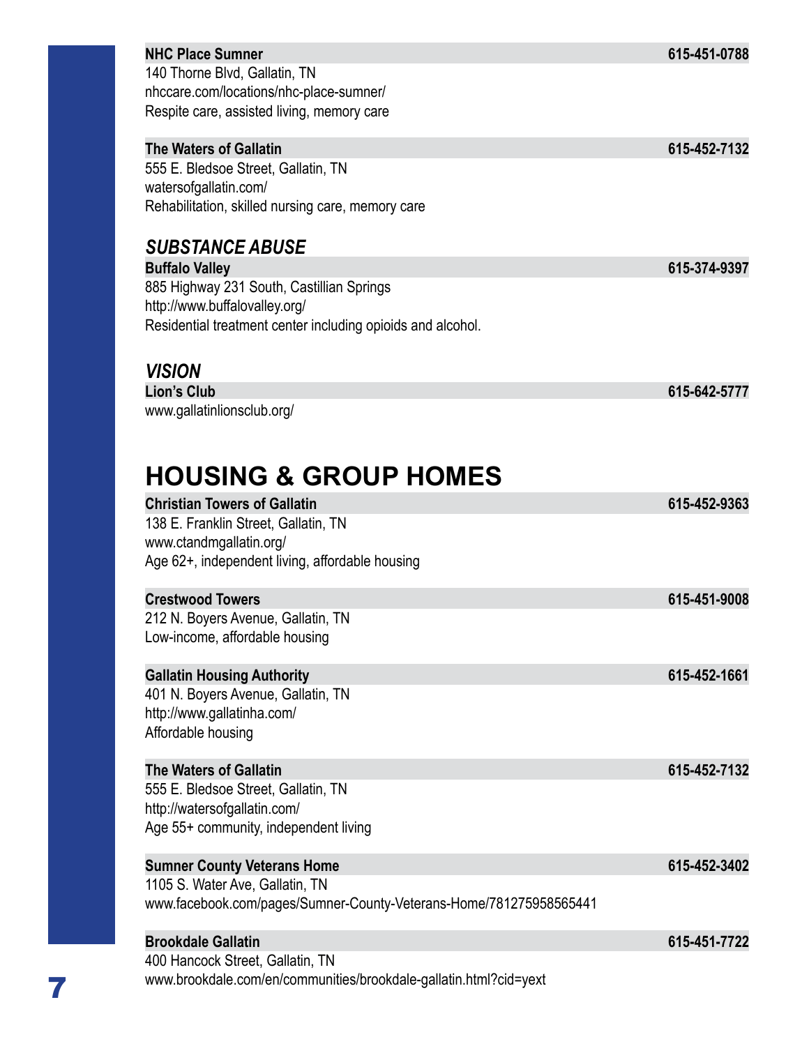**NHC Place Sumner** 615-451-0788
140 Thorne Blvd, Gallatin, TN
nhccare.com/locations/nhc-place-sumner/
Respite care, assisted living, memory care

**The Waters of Gallatin** 615-452-7132
555 E. Bledsoe Street, Gallatin, TN
watersofgallatin.com/
Rehabilitation, skilled nursing care, memory care

### *SUBSTANCE ABUSE*

**Buffalo Valley** 615-374-9397
885 Highway 231 South, Castillian Springs
http://www.buffalovalley.org/
Residential treatment center including opioids and alcohol.

### *VISION*

**Lion's Club** 615-642-5777
www.gallatinlionsclub.org/

## HOUSING & GROUP HOMES

**Christian Towers of Gallatin** 615-452-9363
138 E. Franklin Street, Gallatin, TN
www.ctandmgallatin.org/
Age 62+, independent living, affordable housing

**Crestwood Towers** 615-451-9008
212 N. Boyers Avenue, Gallatin, TN
Low-income, affordable housing

**Gallatin Housing Authority** 615-452-1661
401 N. Boyers Avenue, Gallatin, TN
http://www.gallatinha.com/
Affordable housing

**The Waters of Gallatin** 615-452-7132
555 E. Bledsoe Street, Gallatin, TN
http://watersofgallatin.com/
Age 55+ community, independent living

**Sumner County Veterans Home** 615-452-3402
1105 S. Water Ave, Gallatin, TN
www.facebook.com/pages/Sumner-County-Veterans-Home/781275958565441

**Brookdale Gallatin** 615-451-7722
400 Hancock Street, Gallatin, TN
www.brookdale.com/en/communities/brookdale-gallatin.html?cid=yext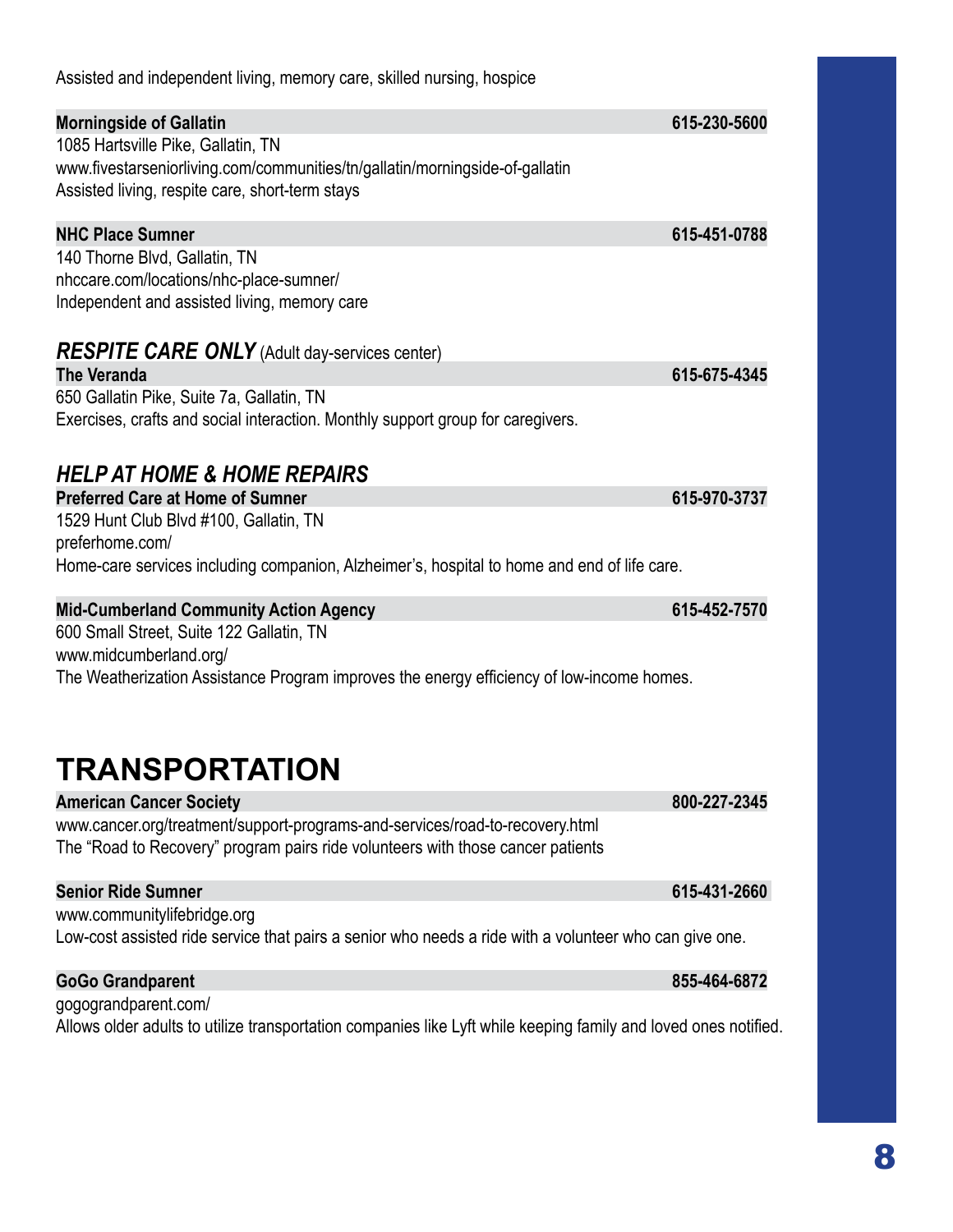Assisted and independent living, memory care, skilled nursing, hospice

**Morningside of Gallatin** **615-230-5600**
1085 Hartsville Pike, Gallatin, TN
www.fivestarseniorliving.com/communities/tn/gallatin/morningside-of-gallatin
Assisted living, respite care, short-term stays

**NHC Place Sumner** **615-451-0788**
140 Thorne Blvd, Gallatin, TN
nhccare.com/locations/nhc-place-sumner/
Independent and assisted living, memory care

### *RESPITE CARE ONLY* (Adult day-services center)

**The Veranda** **615-675-4345**
650 Gallatin Pike, Suite 7a, Gallatin, TN
Exercises, crafts and social interaction. Monthly support group for caregivers.

### *HELP AT HOME & HOME REPAIRS*

**Preferred Care at Home of Sumner** **615-970-3737**
1529 Hunt Club Blvd #100, Gallatin, TN
preferhome.com/
Home-care services including companion, Alzheimer's, hospital to home and end of life care.

**Mid-Cumberland Community Action Agency** **615-452-7570**
600 Small Street, Suite 122 Gallatin, TN
www.midcumberland.org/
The Weatherization Assistance Program improves the energy efficiency of low-income homes.

## TRANSPORTATION

**American Cancer Society** **800-227-2345**
www.cancer.org/treatment/support-programs-and-services/road-to-recovery.html
The "Road to Recovery" program pairs ride volunteers with those cancer patients

**Senior Ride Sumner** **615-431-2660**
www.communitylifebridge.org
Low-cost assisted ride service that pairs a senior who needs a ride with a volunteer who can give one.

**GoGo Grandparent** **855-464-6872**
gogograndparent.com/
Allows older adults to utilize transportation companies like Lyft while keeping family and loved ones notified.